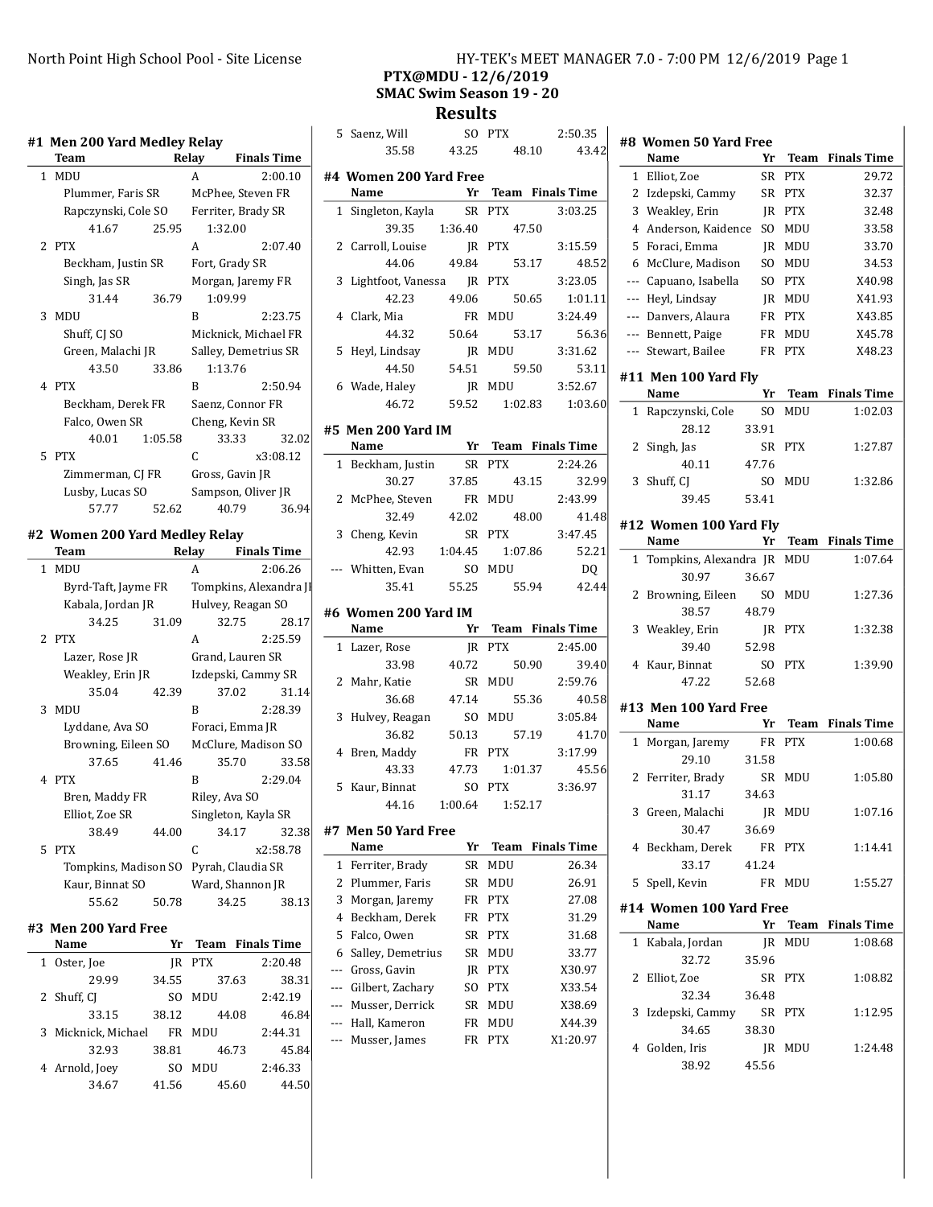North Point High School Pool - Site License

HY-TEK's MEET MANAGER 7.0 - 7:00 PM 12/6/2019 Page 1

**PTX@MDU - 12/6/2019**

**SMAC Swim Season 19 - 20**

## Results

### #1 Men 200 Yard Medley Relay

| | Team | Relay | Finals Time |
|---|---|---|---|
| 1 | MDU | A | 2:00.10 |
| | Plummer, Faris SR | McPhee, Steven FR | |
| | Rapczynski, Cole SO | Ferriter, Brady SR | |
| | 41.67 25.95 | 1:32.00 | |
| 2 | PTX | A | 2:07.40 |
| | Beckham, Justin SR | Fort, Grady SR | |
| | Singh, Jas SR | Morgan, Jaremy FR | |
| | 31.44 36.79 | 1:09.99 | |
| 3 | MDU | B | 2:23.75 |
| | Shuff, CJ SO | Micknick, Michael FR | |
| | Green, Malachi JR | Salley, Demetrius SR | |
| | 43.50 33.86 | 1:13.76 | |
| 4 | PTX | B | 2:50.94 |
| | Beckham, Derek FR | Saenz, Connor FR | |
| | Falco, Owen SR | Cheng, Kevin SR | |
| | 40.01 1:05.58 | 33.33 | 32.02 |
| 5 | PTX | C | x3:08.12 |
| | Zimmerman, CJ FR | Gross, Gavin JR | |
| | Lusby, Lucas SO | Sampson, Oliver JR | |
| | 57.77 52.62 | 40.79 | 36.94 |

### #2 Women 200 Yard Medley Relay

| | Team | Relay | Finals Time |
|---|---|---|---|
| 1 | MDU | A | 2:06.26 |
| | Byrd-Taft, Jayme FR | Tompkins, Alexandra JR | |
| | Kabala, Jordan JR | Hulvey, Reagan SO | |
| | 34.25 31.09 | 32.75 | 28.17 |
| 2 | PTX | A | 2:25.59 |
| | Lazer, Rose JR | Grand, Lauren SR | |
| | Weakley, Erin JR | Izdepski, Cammy SR | |
| | 35.04 42.39 | 37.02 | 31.14 |
| 3 | MDU | B | 2:28.39 |
| | Lyddane, Ava SO | Foraci, Emma JR | |
| | Browning, Eileen SO | McClure, Madison SO | |
| | 37.65 41.46 | 35.70 | 33.58 |
| 4 | PTX | B | 2:29.04 |
| | Bren, Maddy FR | Riley, Ava SO | |
| | Elliot, Zoe SR | Singleton, Kayla SR | |
| | 38.49 44.00 | 34.17 | 32.38 |
| 5 | PTX | C | x2:58.78 |
| | Tompkins, Madison SO | Pyrah, Claudia SR | |
| | Kaur, Binnat SO | Ward, Shannon JR | |
| | 55.62 50.78 | 34.25 | 38.13 |

### #3 Men 200 Yard Free

| | Name | Yr | Team | Finals Time |
|---|---|---|---|---|
| 1 | Oster, Joe | JR | PTX | 2:20.48 |
| | 29.99 34.55 | 37.63 | | 38.31 |
| 2 | Shuff, CJ | SO | MDU | 2:42.19 |
| | 33.15 38.12 | 44.08 | | 46.84 |
| 3 | Micknick, Michael | FR | MDU | 2:44.31 |
| | 32.93 38.81 | 46.73 | | 45.84 |
| 4 | Arnold, Joey | SO | MDU | 2:46.33 |
| | 34.67 41.56 | 45.60 | | 44.50 |
| 5 | Saenz, Will | SO | PTX | 2:50.35 |
| | 35.58 43.25 | 48.10 | | 43.42 |

### #4 Women 200 Yard Free

| | Name | Yr | Team | Finals Time |
|---|---|---|---|---|
| 1 | Singleton, Kayla | SR | PTX | 3:03.25 |
| | 39.35 1:36.40 | 47.50 | | |
| 2 | Carroll, Louise | JR | PTX | 3:15.59 |
| | 44.06 49.84 | 53.17 | | 48.52 |
| 3 | Lightfoot, Vanessa | JR | PTX | 3:23.05 |
| | 42.23 49.06 | 50.65 | | 1:01.11 |
| 4 | Clark, Mia | FR | MDU | 3:24.49 |
| | 44.32 50.64 | 53.17 | | 56.36 |
| 5 | Heyl, Lindsay | JR | MDU | 3:31.62 |
| | 44.50 54.51 | 59.50 | | 53.11 |
| 6 | Wade, Haley | JR | MDU | 3:52.67 |
| | 46.72 59.52 | 1:02.83 | | 1:03.60 |

### #5 Men 200 Yard IM

| | Name | Yr | Team | Finals Time |
|---|---|---|---|---|
| 1 | Beckham, Justin | SR | PTX | 2:24.26 |
| | 30.27 37.85 | 43.15 | | 32.99 |
| 2 | McPhee, Steven | FR | MDU | 2:43.99 |
| | 32.49 42.02 | 48.00 | | 41.48 |
| 3 | Cheng, Kevin | SR | PTX | 3:47.45 |
| | 42.93 1:04.45 | 1:07.86 | | 52.21 |
| --- | Whitten, Evan | SO | MDU | DQ |
| | 35.41 55.25 | 55.94 | | 42.44 |

### #6 Women 200 Yard IM

| | Name | Yr | Team | Finals Time |
|---|---|---|---|---|
| 1 | Lazer, Rose | JR | PTX | 2:45.00 |
| | 33.98 40.72 | 50.90 | | 39.40 |
| 2 | Mahr, Katie | SR | MDU | 2:59.76 |
| | 36.68 47.14 | 55.36 | | 40.58 |
| 3 | Hulvey, Reagan | SO | MDU | 3:05.84 |
| | 36.82 50.13 | 57.19 | | 41.70 |
| 4 | Bren, Maddy | FR | PTX | 3:17.99 |
| | 43.33 47.73 | 1:01.37 | | 45.56 |
| 5 | Kaur, Binnat | SO | PTX | 3:36.97 |
| | 44.16 1:00.64 | 1:52.17 | | |

### #7 Men 50 Yard Free

| | Name | Yr | Team | Finals Time |
|---|---|---|---|---|
| 1 | Ferriter, Brady | SR | MDU | 26.34 |
| 2 | Plummer, Faris | SR | MDU | 26.91 |
| 3 | Morgan, Jaremy | FR | PTX | 27.08 |
| 4 | Beckham, Derek | FR | PTX | 31.29 |
| 5 | Falco, Owen | SR | PTX | 31.68 |
| 6 | Salley, Demetrius | SR | MDU | 33.77 |
| --- | Gross, Gavin | JR | PTX | X30.97 |
| --- | Gilbert, Zachary | SO | PTX | X33.54 |
| --- | Musser, Derrick | SR | MDU | X38.69 |
| --- | Hall, Kameron | FR | MDU | X44.39 |
| --- | Musser, James | FR | PTX | X1:20.97 |

### #8 Women 50 Yard Free

| | Name | Yr | Team | Finals Time |
|---|---|---|---|---|
| 1 | Elliot, Zoe | SR | PTX | 29.72 |
| 2 | Izdepski, Cammy | SR | PTX | 32.37 |
| 3 | Weakley, Erin | JR | PTX | 32.48 |
| 4 | Anderson, Kaidence | SO | MDU | 33.58 |
| 5 | Foraci, Emma | JR | MDU | 33.70 |
| 6 | McClure, Madison | SO | MDU | 34.53 |
| --- | Capuano, Isabella | SO | PTX | X40.98 |
| --- | Heyl, Lindsay | JR | MDU | X41.93 |
| --- | Danvers, Alaura | FR | PTX | X43.85 |
| --- | Bennett, Paige | FR | MDU | X45.78 |
| --- | Stewart, Bailee | FR | PTX | X48.23 |

### #11 Men 100 Yard Fly

| | Name | Yr | Team | Finals Time |
|---|---|---|---|---|
| 1 | Rapczynski, Cole | SO | MDU | 1:02.03 |
| | 28.12 33.91 | | | |
| 2 | Singh, Jas | SR | PTX | 1:27.87 |
| | 40.11 47.76 | | | |
| 3 | Shuff, CJ | SO | MDU | 1:32.86 |
| | 39.45 53.41 | | | |

### #12 Women 100 Yard Fly

| | Name | Yr | Team | Finals Time |
|---|---|---|---|---|
| 1 | Tompkins, Alexandra | JR | MDU | 1:07.64 |
| | 30.97 36.67 | | | |
| 2 | Browning, Eileen | SO | MDU | 1:27.36 |
| | 38.57 48.79 | | | |
| 3 | Weakley, Erin | JR | PTX | 1:32.38 |
| | 39.40 52.98 | | | |
| 4 | Kaur, Binnat | SO | PTX | 1:39.90 |
| | 47.22 52.68 | | | |

### #13 Men 100 Yard Free

| | Name | Yr | Team | Finals Time |
|---|---|---|---|---|
| 1 | Morgan, Jaremy | FR | PTX | 1:00.68 |
| | 29.10 31.58 | | | |
| 2 | Ferriter, Brady | SR | MDU | 1:05.80 |
| | 31.17 34.63 | | | |
| 3 | Green, Malachi | JR | MDU | 1:07.16 |
| | 30.47 36.69 | | | |
| 4 | Beckham, Derek | FR | PTX | 1:14.41 |
| | 33.17 41.24 | | | |
| 5 | Spell, Kevin | FR | MDU | 1:55.27 |

### #14 Women 100 Yard Free

| | Name | Yr | Team | Finals Time |
|---|---|---|---|---|
| 1 | Kabala, Jordan | JR | MDU | 1:08.68 |
| | 32.72 35.96 | | | |
| 2 | Elliot, Zoe | SR | PTX | 1:08.82 |
| | 32.34 36.48 | | | |
| 3 | Izdepski, Cammy | SR | PTX | 1:12.95 |
| | 34.65 38.30 | | | |
| 4 | Golden, Iris | JR | MDU | 1:24.48 |
| | 38.92 45.56 | | | |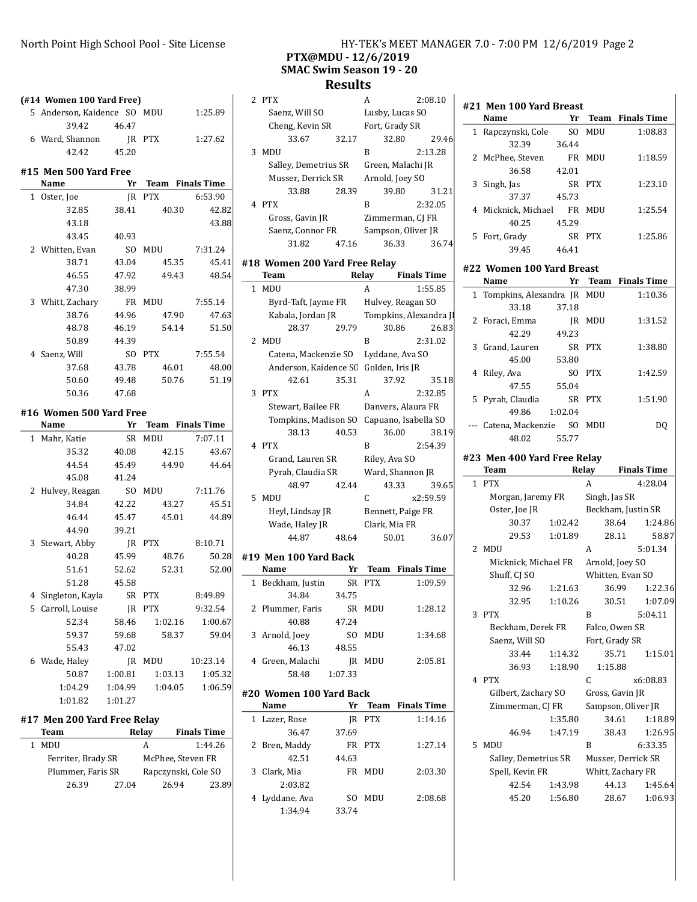PTX@MDU - 12/6/2019
SMAC Swim Season 19 - 20
# Results

### (#14 Women 100 Yard Free)

| | Name | Yr | Team | Finals Time |
|---|---|---|---|---|
| 5 | Anderson, Kaidence | SO | MDU | 1:25.89 |
| | 39.42 | 46.47 | | |
| 6 | Ward, Shannon | JR | PTX | 1:27.62 |
| | 42.42 | 45.20 | | |

### #15 Men 500 Yard Free

| | Name | Yr | Team | Finals Time |
|---|---|---|---|---|
| 1 | Oster, Joe | JR | PTX | 6:53.90 |
| | 32.85 | 38.41 | 40.30 | 42.82 |
| | 43.18 | | | 43.88 |
| | 43.45 | 40.93 | | |
| 2 | Whitten, Evan | SO | MDU | 7:31.24 |
| | 38.71 | 43.04 | 45.35 | 45.41 |
| | 46.55 | 47.92 | 49.43 | 48.54 |
| | 47.30 | 38.99 | | |
| 3 | Whitt, Zachary | FR | MDU | 7:55.14 |
| | 38.76 | 44.96 | 47.90 | 47.63 |
| | 48.78 | 46.19 | 54.14 | 51.50 |
| | 50.89 | 44.39 | | |
| 4 | Saenz, Will | SO | PTX | 7:55.54 |
| | 37.68 | 43.78 | 46.01 | 48.00 |
| | 50.60 | 49.48 | 50.76 | 51.19 |
| | 50.36 | 47.68 | | |

### #16 Women 500 Yard Free

| | Name | Yr | Team | Finals Time |
|---|---|---|---|---|
| 1 | Mahr, Katie | SR | MDU | 7:07.11 |
| | 35.32 | 40.08 | 42.15 | 43.67 |
| | 44.54 | 45.49 | 44.90 | 44.64 |
| | 45.08 | 41.24 | | |
| 2 | Hulvey, Reagan | SO | MDU | 7:11.76 |
| | 34.84 | 42.22 | 43.27 | 45.51 |
| | 46.44 | 45.47 | 45.01 | 44.89 |
| | 44.90 | 39.21 | | |
| 3 | Stewart, Abby | JR | PTX | 8:10.71 |
| | 40.28 | 45.99 | 48.76 | 50.28 |
| | 51.61 | 52.62 | 52.31 | 52.00 |
| | 51.28 | 45.58 | | |
| 4 | Singleton, Kayla | SR | PTX | 8:49.89 |
| 5 | Carroll, Louise | JR | PTX | 9:32.54 |
| | 52.34 | 58.46 | 1:02.16 | 1:00.67 |
| | 59.37 | 59.68 | 58.37 | 59.04 |
| | 55.43 | 47.02 | | |
| 6 | Wade, Haley | JR | MDU | 10:23.14 |
| | 50.87 | 1:00.81 | 1:03.13 | 1:05.32 |
| | 1:04.29 | 1:04.99 | 1:04.05 | 1:06.59 |
| | 1:01.82 | 1:01.27 | | |

### #17 Men 200 Yard Free Relay

| | Team | Relay | Finals Time |
|---|---|---|---|
| 1 | MDU | A | 1:44.26 |
| | Ferriter, Brady SR | McPhee, Steven FR | |
| | Plummer, Faris SR | Rapczynski, Cole SO | |
| | 26.39 27.04 | 26.94 | 23.89 |
| 2 | PTX | A | 2:08.10 |
| | Saenz, Will SO | Lusby, Lucas SO | |
| | Cheng, Kevin SR | Fort, Grady SR | |
| | 33.67 32.17 | 32.80 | 29.46 |
| 3 | MDU | B | 2:13.28 |
| | Salley, Demetrius SR | Green, Malachi JR | |
| | Musser, Derrick SR | Arnold, Joey SO | |
| | 33.88 28.39 | 39.80 | 31.21 |
| 4 | PTX | B | 2:32.05 |
| | Gross, Gavin JR | Zimmerman, CJ FR | |
| | Saenz, Connor FR | Sampson, Oliver JR | |
| | 31.82 47.16 | 36.33 | 36.74 |

### #18 Women 200 Yard Free Relay

| | Team | Relay | Finals Time |
|---|---|---|---|
| 1 | MDU | A | 1:55.85 |
| | Byrd-Taft, Jayme FR | Hulvey, Reagan SO | |
| | Kabala, Jordan JR | Tompkins, Alexandra JR | |
| | 28.37 29.79 | 30.86 | 26.83 |
| 2 | MDU | B | 2:31.02 |
| | Catena, Mackenzie SO | Lyddane, Ava SO | |
| | Anderson, Kaidence SO | Golden, Iris JR | |
| | 42.61 35.31 | 37.92 | 35.18 |
| 3 | PTX | A | 2:32.85 |
| | Stewart, Bailee FR | Danvers, Alaura FR | |
| | Tompkins, Madison SO | Capuano, Isabella SO | |
| | 38.13 40.53 | 36.00 | 38.19 |
| 4 | PTX | B | 2:54.39 |
| | Grand, Lauren SR | Riley, Ava SO | |
| | Pyrah, Claudia SR | Ward, Shannon JR | |
| | 48.97 42.44 | 43.33 | 39.65 |
| 5 | MDU | C | x2:59.59 |
| | Heyl, Lindsay JR | Bennett, Paige FR | |
| | Wade, Haley JR | Clark, Mia FR | |
| | 44.87 48.64 | 50.01 | 36.07 |

### #19 Men 100 Yard Back

| | Name | Yr | Team | Finals Time |
|---|---|---|---|---|
| 1 | Beckham, Justin | SR | PTX | 1:09.59 |
| | 34.84 | 34.75 | | |
| 2 | Plummer, Faris | SR | MDU | 1:28.12 |
| | 40.88 | 47.24 | | |
| 3 | Arnold, Joey | SO | MDU | 1:34.68 |
| | 46.13 | 48.55 | | |
| 4 | Green, Malachi | JR | MDU | 2:05.81 |
| | 58.48 | 1:07.33 | | |

### #20 Women 100 Yard Back

| | Name | Yr | Team | Finals Time |
|---|---|---|---|---|
| 1 | Lazer, Rose | JR | PTX | 1:14.16 |
| | 36.47 | 37.69 | | |
| 2 | Bren, Maddy | FR | PTX | 1:27.14 |
| | 42.51 | 44.63 | | |
| 3 | Clark, Mia | FR | MDU | 2:03.30 |
| | 2:03.82 | | | |
| 4 | Lyddane, Ava | SO | MDU | 2:08.68 |
| | 1:34.94 | 33.74 | | |

### #21 Men 100 Yard Breast

| | Name | Yr | Team | Finals Time |
|---|---|---|---|---|
| 1 | Rapczynski, Cole | SO | MDU | 1:08.83 |
| | 32.39 | 36.44 | | |
| 2 | McPhee, Steven | FR | MDU | 1:18.59 |
| | 36.58 | 42.01 | | |
| 3 | Singh, Jas | SR | PTX | 1:23.10 |
| | 37.37 | 45.73 | | |
| 4 | Micknick, Michael | FR | MDU | 1:25.54 |
| | 40.25 | 45.29 | | |
| 5 | Fort, Grady | SR | PTX | 1:25.86 |
| | 39.45 | 46.41 | | |

### #22 Women 100 Yard Breast

| | Name | Yr | Team | Finals Time |
|---|---|---|---|---|
| 1 | Tompkins, Alexandra | JR | MDU | 1:10.36 |
| | 33.18 | 37.18 | | |
| 2 | Foraci, Emma | JR | MDU | 1:31.52 |
| | 42.29 | 49.23 | | |
| 3 | Grand, Lauren | SR | PTX | 1:38.80 |
| | 45.00 | 53.80 | | |
| 4 | Riley, Ava | SO | PTX | 1:42.59 |
| | 47.55 | 55.04 | | |
| 5 | Pyrah, Claudia | SR | PTX | 1:51.90 |
| | 49.86 | 1:02.04 | | |
| --- | Catena, Mackenzie | SO | MDU | DQ |
| | 48.02 | 55.77 | | |

### #23 Men 400 Yard Free Relay

| | Team | Relay | Finals Time |
|---|---|---|---|
| 1 | PTX | A | 4:28.04 |
| | Morgan, Jaremy FR | Singh, Jas SR | |
| | Oster, Joe JR | Beckham, Justin SR | |
| | 30.37 1:02.42 | 38.64 | 1:24.86 |
| | 29.53 1:01.89 | 28.11 | 58.87 |
| 2 | MDU | A | 5:01.34 |
| | Micknick, Michael FR | Arnold, Joey SO | |
| | Shuff, CJ SO | Whitten, Evan SO | |
| | 32.96 1:21.63 | 36.99 | 1:22.36 |
| | 32.95 1:10.26 | 30.51 | 1:07.09 |
| 3 | PTX | B | 5:04.11 |
| | Beckham, Derek FR | Falco, Owen SR | |
| | Saenz, Will SO | Fort, Grady SR | |
| | 33.44 1:14.32 | 35.71 | 1:15.01 |
| | 36.93 1:18.90 | 1:15.88 | |
| 4 | PTX | C | x6:08.83 |
| | Gilbert, Zachary SO | Gross, Gavin JR | |
| | Zimmerman, CJ FR | Sampson, Oliver JR | |
| | 1:35.80 | 34.61 | 1:18.89 |
| | 46.94 1:47.19 | 38.43 | 1:26.95 |
| 5 | MDU | B | 6:33.35 |
| | Salley, Demetrius SR | Musser, Derrick SR | |
| | Spell, Kevin FR | Whitt, Zachary FR | |
| | 42.54 1:43.98 | 44.13 | 1:45.64 |
| | 45.20 1:56.80 | 28.67 | 1:06.93 |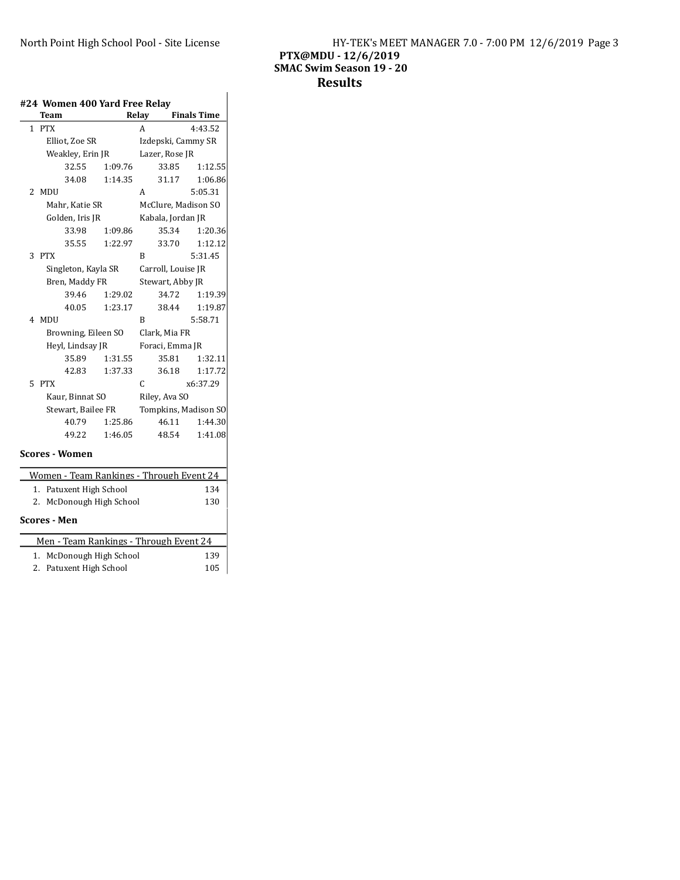PTX@MDU - 12/6/2019
SMAC Swim Season 19 - 20
# Results

## #24 Women 400 Yard Free Relay

| | Team | | Relay | Finals Time |
|---|---|---|---|---|
| 1 | PTX | | A | 4:43.52 |
| | Elliot, Zoe SR | | Izdepski, Cammy SR | |
| | Weakley, Erin JR | | Lazer, Rose JR | |
| | 32.55 | 1:09.76 | 33.85 | 1:12.55 |
| | 34.08 | 1:14.35 | 31.17 | 1:06.86 |
| 2 | MDU | | A | 5:05.31 |
| | Mahr, Katie SR | | McClure, Madison SO | |
| | Golden, Iris JR | | Kabala, Jordan JR | |
| | 33.98 | 1:09.86 | 35.34 | 1:20.36 |
| | 35.55 | 1:22.97 | 33.70 | 1:12.12 |
| 3 | PTX | | B | 5:31.45 |
| | Singleton, Kayla SR | | Carroll, Louise JR | |
| | Bren, Maddy FR | | Stewart, Abby JR | |
| | 39.46 | 1:29.02 | 34.72 | 1:19.39 |
| | 40.05 | 1:23.17 | 38.44 | 1:19.87 |
| 4 | MDU | | B | 5:58.71 |
| | Browning, Eileen SO | | Clark, Mia FR | |
| | Heyl, Lindsay JR | | Foraci, Emma JR | |
| | 35.89 | 1:31.55 | 35.81 | 1:32.11 |
| | 42.83 | 1:37.33 | 36.18 | 1:17.72 |
| 5 | PTX | | C | x6:37.29 |
| | Kaur, Binnat SO | | Riley, Ava SO | |
| | Stewart, Bailee FR | | Tompkins, Madison SO | |
| | 40.79 | 1:25.86 | 46.11 | 1:44.30 |
| | 49.22 | 1:46.05 | 48.54 | 1:41.08 |

### Scores - Women

| Women - Team Rankings - Through Event 24 | |
|---|---|
| 1. Patuxent High School | 134 |
| 2. McDonough High School | 130 |

### Scores - Men

| Men - Team Rankings - Through Event 24 | |
|---|---|
| 1. McDonough High School | 139 |
| 2. Patuxent High School | 105 |